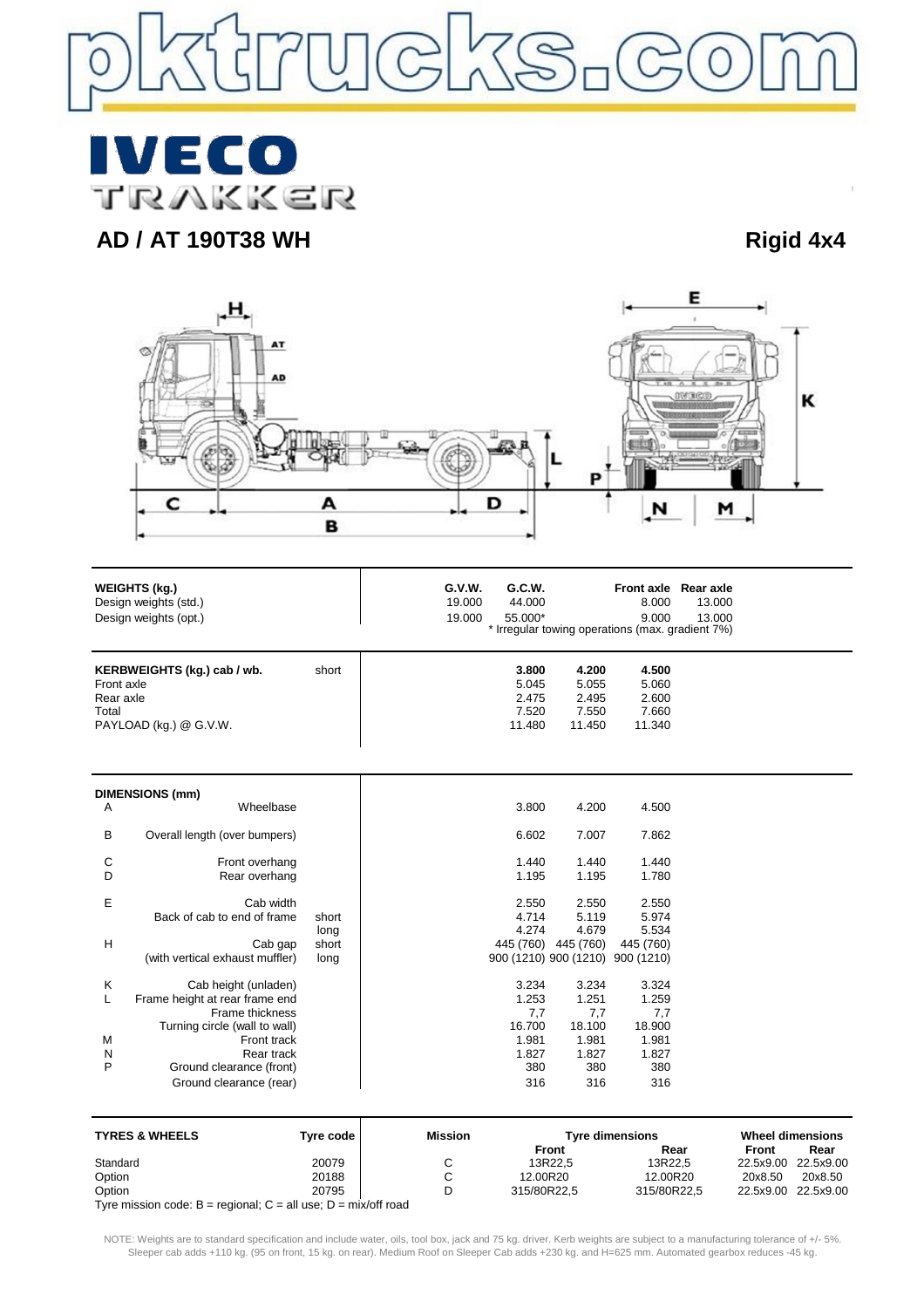pktrucks.com

# IVECO TRAKKER

## AD / AT 190T38 WH

**Rigid 4x4**

| WEIGHTS (kg.) | G.V.W. | G.C.W. | Front axle | Rear axle |
|---|---|---|---|---|
| Design weights (std.) | 19.000 | 44.000 | 8.000 | 13.000 |
| Design weights (opt.) | 19.000 | 55.000* | 9.000 | 13.000 |

\* Irregular towing operations (max. gradient 7%)

| KERBWEIGHTS (kg.) cab / wb. | | 3.800 | 4.200 | 4.500 |
|---|---|---|---|---|
| | short | | | |
| Front axle | | 5.045 | 5.055 | 5.060 |
| Rear axle | | 2.475 | 2.495 | 2.600 |
| Total | | 7.520 | 7.550 | 7.660 |
| PAYLOAD (kg.) @ G.V.W. | | 11.480 | 11.450 | 11.340 |

| DIMENSIONS (mm) | | | | | |
|---|---|---|---|---|---|
| A | Wheelbase | | 3.800 | 4.200 | 4.500 |
| B | Overall length (over bumpers) | | 6.602 | 7.007 | 7.862 |
| C | Front overhang | | 1.440 | 1.440 | 1.440 |
| D | Rear overhang | | 1.195 | 1.195 | 1.780 |
| E | Cab width | | 2.550 | 2.550 | 2.550 |
| | Back of cab to end of frame | short | 4.714 | 5.119 | 5.974 |
| | | long | 4.274 | 4.679 | 5.534 |
| H | Cab gap | short | 445 (760) | 445 (760) | 445 (760) |
| | (with vertical exhaust muffler) | long | 900 (1210) | 900 (1210) | 900 (1210) |
| K | Cab height (unladen) | | 3.234 | 3.234 | 3.324 |
| L | Frame height at rear frame end | | 1.253 | 1.251 | 1.259 |
| | Frame thickness | | 7,7 | 7,7 | 7,7 |
| | Turning circle (wall to wall) | | 16.700 | 18.100 | 18.900 |
| M | Front track | | 1.981 | 1.981 | 1.981 |
| N | Rear track | | 1.827 | 1.827 | 1.827 |
| P | Ground clearance (front) | | 380 | 380 | 380 |
| | Ground clearance (rear) | | 316 | 316 | 316 |

| TYRES & WHEELS | Tyre code | Mission | Tyre dimensions Front | Tyre dimensions Rear | Wheel dimensions Front | Wheel dimensions Rear |
|---|---|---|---|---|---|---|
| Standard | 20079 | C | 13R22,5 | 13R22,5 | 22.5x9.00 | 22.5x9.00 |
| Option | 20188 | C | 12.00R20 | 12.00R20 | 20x8.50 | 20x8.50 |
| Option | 20795 | D | 315/80R22,5 | 315/80R22,5 | 22.5x9.00 | 22.5x9.00 |

Tyre mission code: B = regional; C = all use; D = mix/off road

NOTE: Weights are to standard specification and include water, oils, tool box, jack and 75 kg. driver. Kerb weights are subject to a manufacturing tolerance of +/- 5%. Sleeper cab adds +110 kg. (95 on front, 15 kg. on rear). Medium Roof on Sleeper Cab adds +230 kg. and H=625 mm. Automated gearbox reduces -45 kg.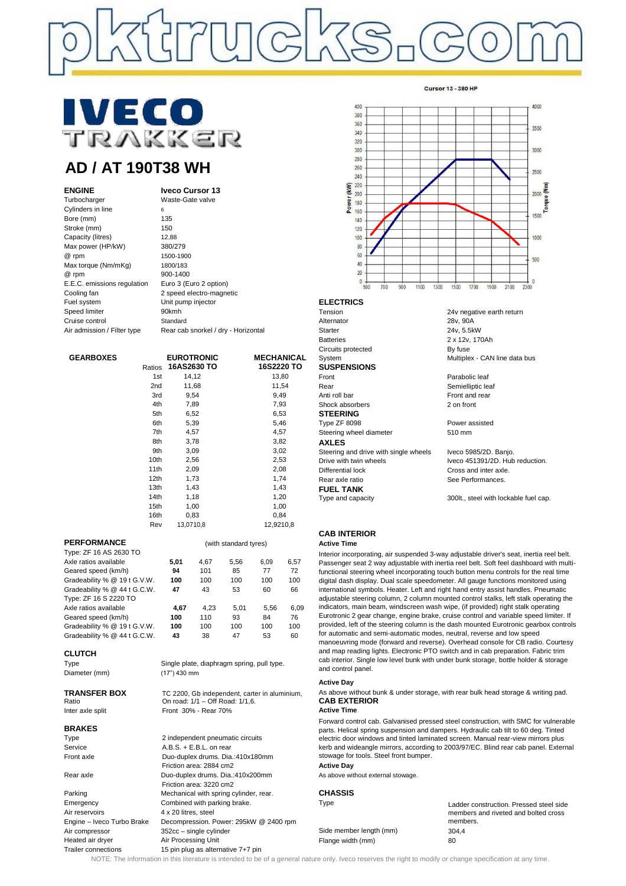# pktrucks.com

# IVECO TRAKKER

# AD / AT 190T38 WH

## ENGINE

| ENGINE | Iveco Cursor 13 |
|---|---|
| Turbocharger | Waste-Gate valve |
| Cylinders in line | 6 |
| Bore (mm) | 135 |
| Stroke (mm) | 150 |
| Capacity (litres) | 12,88 |
| Max power (HP/kW) | 380/279 |
| @ rpm | 1500-1900 |
| Max torque (Nm/mKg) | 1800/183 |
| @ rpm | 900-1400 |
| E.E.C. emissions regulation | Euro 3 (Euro 2 option) |
| Cooling fan | 2 speed electro-magnetic |
| Fuel system | Unit pump injector |
| Speed limiter | 90kmh |
| Cruise control | Standard |
| Air admission / Filter type | Rear cab snorkel / dry - Horizontal |

## GEARBOXES

| Ratios | EUROTRONIC 16AS2630 TO | MECHANICAL 16S2220 TO |
|---|---|---|
| 1st | 14,12 | 13,80 |
| 2nd | 11,68 | 11,54 |
| 3rd | 9,54 | 9,49 |
| 4th | 7,89 | 7,93 |
| 5th | 6,52 | 6,53 |
| 6th | 5,39 | 5,46 |
| 7th | 4,57 | 4,57 |
| 8th | 3,78 | 3,82 |
| 9th | 3,09 | 3,02 |
| 10th | 2,56 | 2,53 |
| 11th | 2,09 | 2,08 |
| 12th | 1,73 | 1,74 |
| 13th | 1,43 | 1,43 |
| 14th | 1,18 | 1,20 |
| 15th | 1,00 | 1,00 |
| 16th | 0,83 | 0,84 |
| Rev | 13,0710,8 | 12,9210,8 |

## PERFORMANCE

(with standard tyres)

| | | | | | |
|---|---|---|---|---|---|
| Type: ZF 16 AS 2630 TO | | | | | |
| Axle ratios available | **5,01** | 4,67 | 5,56 | 6,09 | 6,57 |
| Geared speed (km/h) | **94** | 101 | 85 | 77 | 72 |
| Gradeability % @ 19 t G.V.W. | **100** | 100 | 100 | 100 | 100 |
| Gradeability % @ 44 t G.C.W. | **47** | 43 | 53 | 60 | 66 |
| Type: ZF 16 S 2220 TO | | | | | |
| Axle ratios available | **4,67** | 4,23 | 5,01 | 5,56 | 6,09 |
| Geared speed (km/h) | **100** | 110 | 93 | 84 | 76 |
| Gradeability % @ 19 t G.V.W. | **100** | 100 | 100 | 100 | 100 |
| Gradeability % @ 44 t G.C.W. | **43** | 38 | 47 | 53 | 60 |

## CLUTCH

| | |
|---|---|
| Type | Single plate, diaphragm spring, pull type. |
| Diameter (mm) | (17") 430 mm |

## TRANSFER BOX

| TRANSFER BOX | TC 2200, Gb independent, carter in aluminium, |
|---|---|
| Ratio | On road: 1/1 – Off Road: 1/1,6. |
| Inter axle split | Front 30% - Rear 70% |

## BRAKES

| | |
|---|---|
| Type | 2 independent pneumatic circuits |
| Service | A.B.S. + E.B.L. on rear |
| Front axle | Duo-duplex drums. Dia.:410x180mm<br>Friction area: 2884 cm2 |
| Rear axle | Duo-duplex drums. Dia.:410x200mm<br>Friction area: 3220 cm2 |
| Parking | Mechanical with spring cylinder, rear. |
| Emergency | Combined with parking brake. |
| Air reservoirs | 4 x 20 litres, steel |
| Engine – Iveco Turbo Brake | Decompression. Power: 295kW @ 2400 rpm |
| Air compressor | 352cc – single cylinder |
| Heated air dryer | Air Processing Unit |
| Trailer connections | 15 pin plug as alternative 7+7 pin |

Cursor 13 - 380 HP

Power (kW)
0 20 40 60 80 100 120 140 160 180 200 220 240 260 280 300 320 340 360 380 400

Torque (Nm)
0 500 1000 1500 2000 2500 3000 3500 4000

500 700 900 1100 1300 1500 1700 1900 2100 2300

## ELECTRICS

| | |
|---|---|
| Tension | 24v negative earth return |
| Alternator | 28v, 90A |
| Starter | 24v, 5.5kW |
| Batteries | 2 x 12v, 170Ah |
| Circuits protected | By fuse |
| System | Multiplex - CAN line data bus |

## SUSPENSIONS

| | |
|---|---|
| Front | Parabolic leaf |
| Rear | Semielliptic leaf |
| Anti roll bar | Front and rear |
| Shock absorbers | 2 on front |

## STEERING

| | |
|---|---|
| Type ZF 8098 | Power assisted |
| Steering wheel diameter | 510 mm |

## AXLES

| | |
|---|---|
| Steering and drive with single wheels | Iveco 5985/2D. Banjo. |
| Drive with twin wheels | Iveco 451391/2D. Hub reduction. |
| Differential lock | Cross and inter axle. |
| Rear axle ratio | See Performances. |

## FUEL TANK

| | |
|---|---|
| Type and capacity | 300lt., steel with lockable fuel cap. |

## CAB INTERIOR

**Active Time**

Interior incorporating, air suspended 3-way adjustable driver's seat, inertia reel belt. Passenger seat 2 way adjustable with inertia reel belt. Soft feel dashboard with multi-functional steering wheel incorporating touch button menu controls for the real time digital dash display. Dual scale speedometer. All gauge functions monitored using international symbols. Heater. Left and right hand entry assist handles. Pneumatic adjustable steering column, 2 column mounted control stalks, left stalk operating the indicators, main beam, windscreen wash wipe, (if provided) right stalk operating Eurotronic 2 gear change, engine brake, cruise control and variable speed limiter. If provided, left of the steering column is the dash mounted Eurotronic gearbox controls for automatic and semi-automatic modes, neutral, reverse and low speed manoeuvring mode (forward and reverse). Overhead console for CB radio. Courtesy and map reading lights. Electronic PTO switch and in cab preparation. Fabric trim cab interior. Single low level bunk with under bunk storage, bottle holder & storage and control panel.

**Active Day**

As above without bunk & under storage, with rear bulk head storage & writing pad.

## CAB EXTERIOR

**Active Time**

Forward control cab. Galvanised pressed steel construction, with SMC for vulnerable parts. Helical spring suspension and dampers. Hydraulic cab tilt to 60 deg. Tinted electric door windows and tinted laminated screen. Manual rear-view mirrors plus kerb and wideangle mirrors, according to 2003/97/EC. Blind rear cab panel. External stowage for tools. Steel front bumper.

**Active Day**

As above without external stowage.

## CHASSIS

| | |
|---|---|
| Type | Ladder construction. Pressed steel side members and riveted and bolted cross members. |
| Side member length (mm) | 304,4 |
| Flange width (mm) | 80 |

NOTE: The information in this literature is intended to be of a general nature only. Iveco reserves the right to modify or change specification at any time.